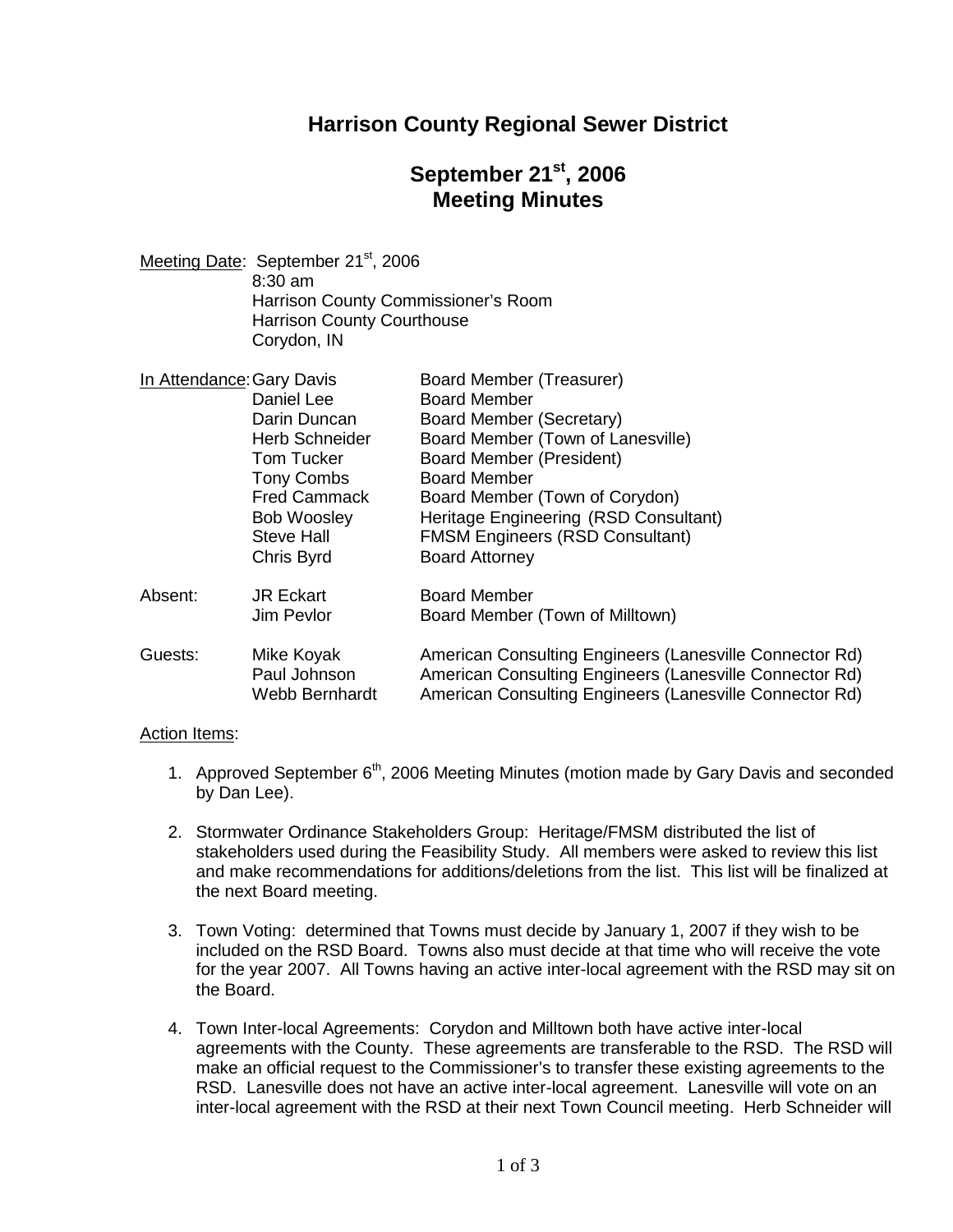# Harrison County Regional Sewer District

## September 21st, 2006
## Meeting Minutes

Meeting Date: September 21st, 2006
8:30 am
Harrison County Commissioner's Room
Harrison County Courthouse
Corydon, IN

In Attendance:

| | |
|---|---|
| Gary Davis | Board Member (Treasurer) |
| Daniel Lee | Board Member |
| Darin Duncan | Board Member (Secretary) |
| Herb Schneider | Board Member (Town of Lanesville) |
| Tom Tucker | Board Member (President) |
| Tony Combs | Board Member |
| Fred Cammack | Board Member (Town of Corydon) |
| Bob Woosley | Heritage Engineering (RSD Consultant) |
| Steve Hall | FMSM Engineers (RSD Consultant) |
| Chris Byrd | Board Attorney |

Absent:

| | |
|---|---|
| JR Eckart | Board Member |
| Jim Pevlor | Board Member (Town of Milltown) |

Guests:

| | |
|---|---|
| Mike Koyak | American Consulting Engineers (Lanesville Connector Rd) |
| Paul Johnson | American Consulting Engineers (Lanesville Connector Rd) |
| Webb Bernhardt | American Consulting Engineers (Lanesville Connector Rd) |

Action Items:

1. Approved September 6th, 2006 Meeting Minutes (motion made by Gary Davis and seconded by Dan Lee).

2. Stormwater Ordinance Stakeholders Group: Heritage/FMSM distributed the list of stakeholders used during the Feasibility Study. All members were asked to review this list and make recommendations for additions/deletions from the list. This list will be finalized at the next Board meeting.

3. Town Voting: determined that Towns must decide by January 1, 2007 if they wish to be included on the RSD Board. Towns also must decide at that time who will receive the vote for the year 2007. All Towns having an active inter-local agreement with the RSD may sit on the Board.

4. Town Inter-local Agreements: Corydon and Milltown both have active inter-local agreements with the County. These agreements are transferable to the RSD. The RSD will make an official request to the Commissioner's to transfer these existing agreements to the RSD. Lanesville does not have an active inter-local agreement. Lanesville will vote on an inter-local agreement with the RSD at their next Town Council meeting. Herb Schneider will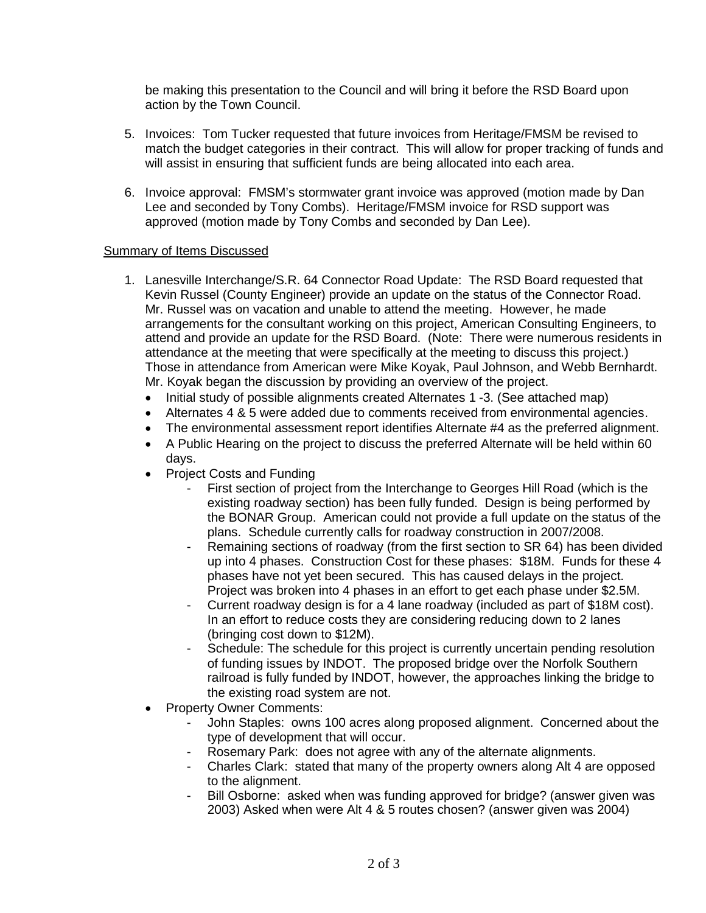be making this presentation to the Council and will bring it before the RSD Board upon action by the Town Council.

5. Invoices: Tom Tucker requested that future invoices from Heritage/FMSM be revised to match the budget categories in their contract. This will allow for proper tracking of funds and will assist in ensuring that sufficient funds are being allocated into each area.

6. Invoice approval: FMSM's stormwater grant invoice was approved (motion made by Dan Lee and seconded by Tony Combs). Heritage/FMSM invoice for RSD support was approved (motion made by Tony Combs and seconded by Dan Lee).

<u>Summary of Items Discussed</u>

1. Lanesville Interchange/S.R. 64 Connector Road Update: The RSD Board requested that Kevin Russel (County Engineer) provide an update on the status of the Connector Road. Mr. Russel was on vacation and unable to attend the meeting. However, he made arrangements for the consultant working on this project, American Consulting Engineers, to attend and provide an update for the RSD Board. (Note: There were numerous residents in attendance at the meeting that were specifically at the meeting to discuss this project.) Those in attendance from American were Mike Koyak, Paul Johnson, and Webb Bernhardt. Mr. Koyak began the discussion by providing an overview of the project.
   - Initial study of possible alignments created Alternates 1 -3. (See attached map)
   - Alternates 4 & 5 were added due to comments received from environmental agencies.
   - The environmental assessment report identifies Alternate #4 as the preferred alignment.
   - A Public Hearing on the project to discuss the preferred Alternate will be held within 60 days.
   - Project Costs and Funding
     - First section of project from the Interchange to Georges Hill Road (which is the existing roadway section) has been fully funded. Design is being performed by the BONAR Group. American could not provide a full update on the status of the plans. Schedule currently calls for roadway construction in 2007/2008.
     - Remaining sections of roadway (from the first section to SR 64) has been divided up into 4 phases. Construction Cost for these phases: \$18M. Funds for these 4 phases have not yet been secured. This has caused delays in the project. Project was broken into 4 phases in an effort to get each phase under \$2.5M.
     - Current roadway design is for a 4 lane roadway (included as part of \$18M cost). In an effort to reduce costs they are considering reducing down to 2 lanes (bringing cost down to \$12M).
     - Schedule: The schedule for this project is currently uncertain pending resolution of funding issues by INDOT. The proposed bridge over the Norfolk Southern railroad is fully funded by INDOT, however, the approaches linking the bridge to the existing road system are not.
   - Property Owner Comments:
     - John Staples: owns 100 acres along proposed alignment. Concerned about the type of development that will occur.
     - Rosemary Park: does not agree with any of the alternate alignments.
     - Charles Clark: stated that many of the property owners along Alt 4 are opposed to the alignment.
     - Bill Osborne: asked when was funding approved for bridge? (answer given was 2003) Asked when were Alt 4 & 5 routes chosen? (answer given was 2004)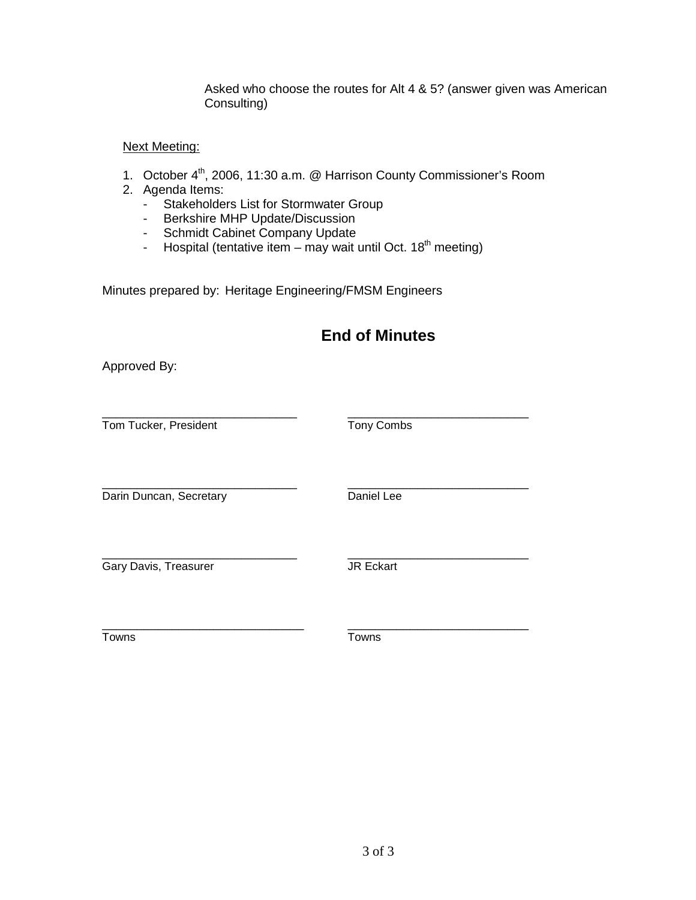Asked who choose the routes for Alt 4 & 5? (answer given was American Consulting)

Next Meeting:

1. October 4th, 2006, 11:30 a.m. @ Harrison County Commissioner's Room
2. Agenda Items:
   - Stakeholders List for Stormwater Group
   - Berkshire MHP Update/Discussion
   - Schmidt Cabinet Company Update
   - Hospital (tentative item – may wait until Oct. 18th meeting)

Minutes prepared by: Heritage Engineering/FMSM Engineers

## End of Minutes

Approved By:

| | |
|---|---|
| \_\_\_\_\_\_\_\_\_\_\_\_\_\_\_\_\_\_\_\_\_\_\_\_\_\_\_\_ | \_\_\_\_\_\_\_\_\_\_\_\_\_\_\_\_\_\_\_\_\_\_\_\_\_\_\_\_ |
| Tom Tucker, President | Tony Combs |
| \_\_\_\_\_\_\_\_\_\_\_\_\_\_\_\_\_\_\_\_\_\_\_\_\_\_\_\_ | \_\_\_\_\_\_\_\_\_\_\_\_\_\_\_\_\_\_\_\_\_\_\_\_\_\_\_\_ |
| Darin Duncan, Secretary | Daniel Lee |
| \_\_\_\_\_\_\_\_\_\_\_\_\_\_\_\_\_\_\_\_\_\_\_\_\_\_\_\_ | \_\_\_\_\_\_\_\_\_\_\_\_\_\_\_\_\_\_\_\_\_\_\_\_\_\_\_\_ |
| Gary Davis, Treasurer | JR Eckart |
| \_\_\_\_\_\_\_\_\_\_\_\_\_\_\_\_\_\_\_\_\_\_\_\_\_\_\_\_ | \_\_\_\_\_\_\_\_\_\_\_\_\_\_\_\_\_\_\_\_\_\_\_\_\_\_\_\_ |
| Towns | Towns |